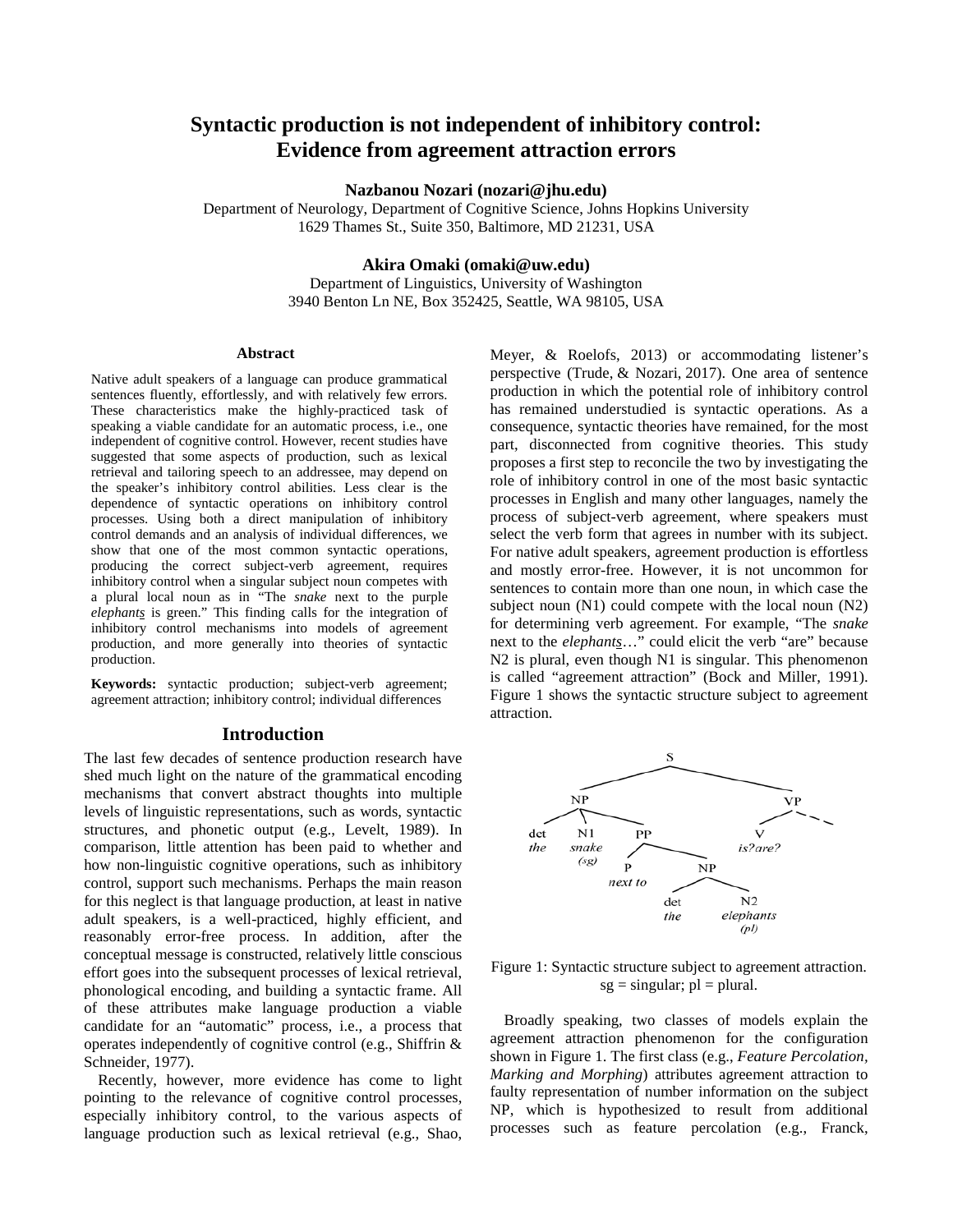# Syntactic production is not independent of inhibitory control: Evidence from agreement attraction errors

**Nazbanou Nozari (nozari@jhu.edu)**
Department of Neurology, Department of Cognitive Science, Johns Hopkins University
1629 Thames St., Suite 350, Baltimore, MD 21231, USA

**Akira Omaki (omaki@uw.edu)**
Department of Linguistics, University of Washington
3940 Benton Ln NE, Box 352425, Seattle, WA 98105, USA

## Abstract

Native adult speakers of a language can produce grammatical sentences fluently, effortlessly, and with relatively few errors. These characteristics make the highly-practiced task of speaking a viable candidate for an automatic process, i.e., one independent of cognitive control. However, recent studies have suggested that some aspects of production, such as lexical retrieval and tailoring speech to an addressee, may depend on the speaker's inhibitory control abilities. Less clear is the dependence of syntactic operations on inhibitory control processes. Using both a direct manipulation of inhibitory control demands and an analysis of individual differences, we show that one of the most common syntactic operations, producing the correct subject-verb agreement, requires inhibitory control when a singular subject noun competes with a plural local noun as in "The *snake* next to the purple *elephants* is green." This finding calls for the integration of inhibitory control mechanisms into models of agreement production, and more generally into theories of syntactic production.

**Keywords:** syntactic production; subject-verb agreement; agreement attraction; inhibitory control; individual differences

## Introduction

The last few decades of sentence production research have shed much light on the nature of the grammatical encoding mechanisms that convert abstract thoughts into multiple levels of linguistic representations, such as words, syntactic structures, and phonetic output (e.g., Levelt, 1989). In comparison, little attention has been paid to whether and how non-linguistic cognitive operations, such as inhibitory control, support such mechanisms. Perhaps the main reason for this neglect is that language production, at least in native adult speakers, is a well-practiced, highly efficient, and reasonably error-free process. In addition, after the conceptual message is constructed, relatively little conscious effort goes into the subsequent processes of lexical retrieval, phonological encoding, and building a syntactic frame. All of these attributes make language production a viable candidate for an "automatic" process, i.e., a process that operates independently of cognitive control (e.g., Shiffrin & Schneider, 1977).

Recently, however, more evidence has come to light pointing to the relevance of cognitive control processes, especially inhibitory control, to the various aspects of language production such as lexical retrieval (e.g., Shao, Meyer, & Roelofs, 2013) or accommodating listener's perspective (Trude, & Nozari, 2017). One area of sentence production in which the potential role of inhibitory control has remained understudied is syntactic operations. As a consequence, syntactic theories have remained, for the most part, disconnected from cognitive theories. This study proposes a first step to reconcile the two by investigating the role of inhibitory control in one of the most basic syntactic processes in English and many other languages, namely the process of subject-verb agreement, where speakers must select the verb form that agrees in number with its subject. For native adult speakers, agreement production is effortless and mostly error-free. However, it is not uncommon for sentences to contain more than one noun, in which case the subject noun (N1) could compete with the local noun (N2) for determining verb agreement. For example, "The *snake* next to the *elephants*…" could elicit the verb "are" because N2 is plural, even though N1 is singular. This phenomenon is called "agreement attraction" (Bock and Miller, 1991). Figure 1 shows the syntactic structure subject to agreement attraction.

Figure 1: Syntactic structure subject to agreement attraction. sg = singular; pl = plural.

Broadly speaking, two classes of models explain the agreement attraction phenomenon for the configuration shown in Figure 1. The first class (e.g., *Feature Percolation, Marking and Morphing*) attributes agreement attraction to faulty representation of number information on the subject NP, which is hypothesized to result from additional processes such as feature percolation (e.g., Franck,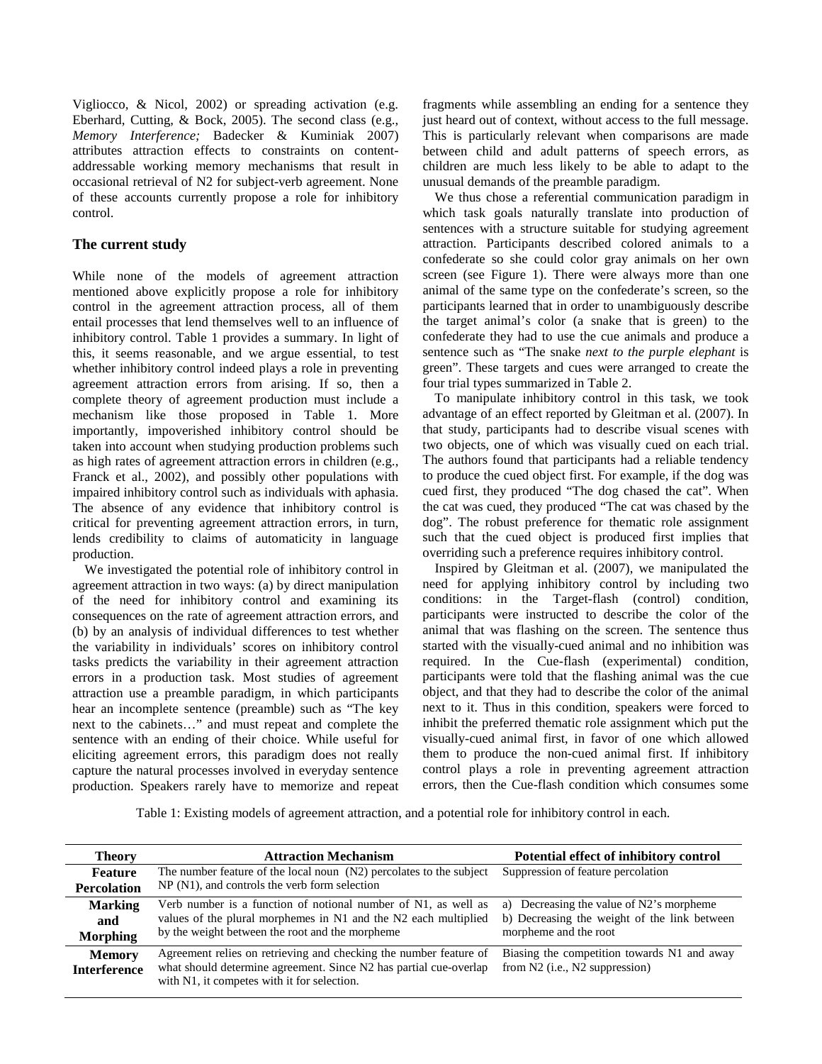Vigliocco, & Nicol, 2002) or spreading activation (e.g. Eberhard, Cutting, & Bock, 2005). The second class (e.g., *Memory Interference;* Badecker & Kuminiak 2007) attributes attraction effects to constraints on content-addressable working memory mechanisms that result in occasional retrieval of N2 for subject-verb agreement. None of these accounts currently propose a role for inhibitory control.

### The current study

While none of the models of agreement attraction mentioned above explicitly propose a role for inhibitory control in the agreement attraction process, all of them entail processes that lend themselves well to an influence of inhibitory control. Table 1 provides a summary. In light of this, it seems reasonable, and we argue essential, to test whether inhibitory control indeed plays a role in preventing agreement attraction errors from arising. If so, then a complete theory of agreement production must include a mechanism like those proposed in Table 1. More importantly, impoverished inhibitory control should be taken into account when studying production problems such as high rates of agreement attraction errors in children (e.g., Franck et al., 2002), and possibly other populations with impaired inhibitory control such as individuals with aphasia. The absence of any evidence that inhibitory control is critical for preventing agreement attraction errors, in turn, lends credibility to claims of automaticity in language production.

We investigated the potential role of inhibitory control in agreement attraction in two ways: (a) by direct manipulation of the need for inhibitory control and examining its consequences on the rate of agreement attraction errors, and (b) by an analysis of individual differences to test whether the variability in individuals' scores on inhibitory control tasks predicts the variability in their agreement attraction errors in a production task. Most studies of agreement attraction use a preamble paradigm, in which participants hear an incomplete sentence (preamble) such as "The key next to the cabinets…" and must repeat and complete the sentence with an ending of their choice. While useful for eliciting agreement errors, this paradigm does not really capture the natural processes involved in everyday sentence production. Speakers rarely have to memorize and repeat fragments while assembling an ending for a sentence they just heard out of context, without access to the full message. This is particularly relevant when comparisons are made between child and adult patterns of speech errors, as children are much less likely to be able to adapt to the unusual demands of the preamble paradigm.

We thus chose a referential communication paradigm in which task goals naturally translate into production of sentences with a structure suitable for studying agreement attraction. Participants described colored animals to a confederate so she could color gray animals on her own screen (see Figure 1). There were always more than one animal of the same type on the confederate's screen, so the participants learned that in order to unambiguously describe the target animal's color (a snake that is green) to the confederate they had to use the cue animals and produce a sentence such as "The snake *next to the purple elephant* is green". These targets and cues were arranged to create the four trial types summarized in Table 2.

To manipulate inhibitory control in this task, we took advantage of an effect reported by Gleitman et al. (2007). In that study, participants had to describe visual scenes with two objects, one of which was visually cued on each trial. The authors found that participants had a reliable tendency to produce the cued object first. For example, if the dog was cued first, they produced "The dog chased the cat". When the cat was cued, they produced "The cat was chased by the dog". The robust preference for thematic role assignment such that the cued object is produced first implies that overriding such a preference requires inhibitory control.

Inspired by Gleitman et al. (2007), we manipulated the need for applying inhibitory control by including two conditions: in the Target-flash (control) condition, participants were instructed to describe the color of the animal that was flashing on the screen. The sentence thus started with the visually-cued animal and no inhibition was required. In the Cue-flash (experimental) condition, participants were told that the flashing animal was the cue object, and that they had to describe the color of the animal next to it. Thus in this condition, speakers were forced to inhibit the preferred thematic role assignment which put the visually-cued animal first, in favor of one which allowed them to produce the non-cued animal first. If inhibitory control plays a role in preventing agreement attraction errors, then the Cue-flash condition which consumes some

Table 1: Existing models of agreement attraction, and a potential role for inhibitory control in each.

| Theory | Attraction Mechanism | Potential effect of inhibitory control |
|---|---|---|
| **Feature Percolation** | The number feature of the local noun (N2) percolates to the subject NP (N1), and controls the verb form selection | Suppression of feature percolation |
| **Marking and Morphing** | Verb number is a function of notional number of N1, as well as values of the plural morphemes in N1 and the N2 each multiplied by the weight between the root and the morpheme | a) Decreasing the value of N2's morpheme<br>b) Decreasing the weight of the link between morpheme and the root |
| **Memory Interference** | Agreement relies on retrieving and checking the number feature of what should determine agreement. Since N2 has partial cue-overlap with N1, it competes with it for selection. | Biasing the competition towards N1 and away from N2 (i.e., N2 suppression) |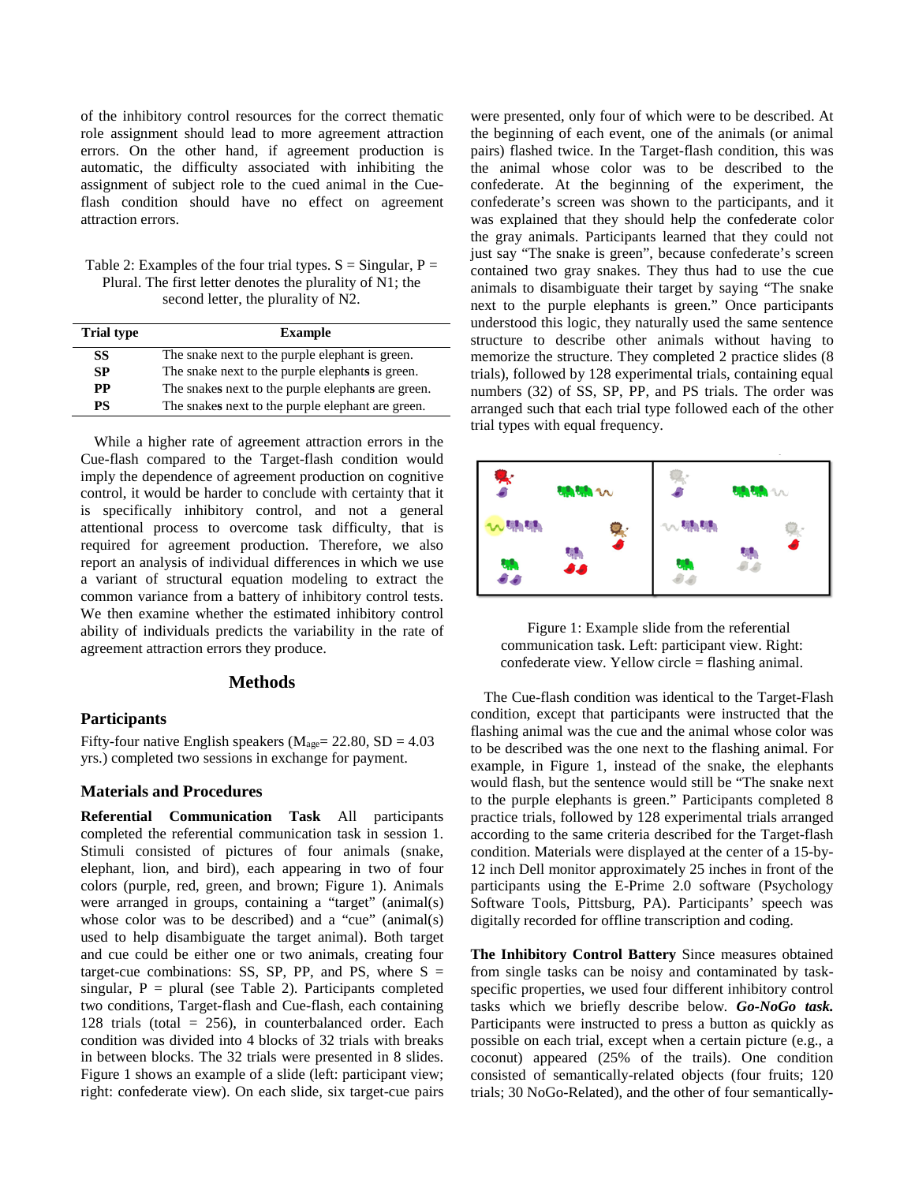of the inhibitory control resources for the correct thematic role assignment should lead to more agreement attraction errors. On the other hand, if agreement production is automatic, the difficulty associated with inhibiting the assignment of subject role to the cued animal in the Cue-flash condition should have no effect on agreement attraction errors.

Table 2: Examples of the four trial types. S = Singular, P = Plural. The first letter denotes the plurality of N1; the second letter, the plurality of N2.

| Trial type | Example |
|---|---|
| **SS** | The snake next to the purple elephant is green. |
| **SP** | The snake next to the purple elephant**s** is green. |
| **PP** | The snake**s** next to the purple elephant**s** are green. |
| **PS** | The snake**s** next to the purple elephant are green. |

While a higher rate of agreement attraction errors in the Cue-flash compared to the Target-flash condition would imply the dependence of agreement production on cognitive control, it would be harder to conclude with certainty that it is specifically inhibitory control, and not a general attentional process to overcome task difficulty, that is required for agreement production. Therefore, we also report an analysis of individual differences in which we use a variant of structural equation modeling to extract the common variance from a battery of inhibitory control tests. We then examine whether the estimated inhibitory control ability of individuals predicts the variability in the rate of agreement attraction errors they produce.

## Methods

### Participants

Fifty-four native English speakers ($M_{age}$= 22.80, SD = 4.03 yrs.) completed two sessions in exchange for payment.

### Materials and Procedures

**Referential Communication Task** All participants completed the referential communication task in session 1. Stimuli consisted of pictures of four animals (snake, elephant, lion, and bird), each appearing in two of four colors (purple, red, green, and brown; Figure 1). Animals were arranged in groups, containing a "target" (animal(s) whose color was to be described) and a "cue" (animal(s) used to help disambiguate the target animal). Both target and cue could be either one or two animals, creating four target-cue combinations: SS, SP, PP, and PS, where S = singular, P = plural (see Table 2). Participants completed two conditions, Target-flash and Cue-flash, each containing 128 trials (total = 256), in counterbalanced order. Each condition was divided into 4 blocks of 32 trials with breaks in between blocks. The 32 trials were presented in 8 slides. Figure 1 shows an example of a slide (left: participant view; right: confederate view). On each slide, six target-cue pairs were presented, only four of which were to be described. At the beginning of each event, one of the animals (or animal pairs) flashed twice. In the Target-flash condition, this was the animal whose color was to be described to the confederate. At the beginning of the experiment, the confederate's screen was shown to the participants, and it was explained that they should help the confederate color the gray animals. Participants learned that they could not just say "The snake is green", because confederate's screen contained two gray snakes. They thus had to use the cue animals to disambiguate their target by saying "The snake next to the purple elephants is green." Once participants understood this logic, they naturally used the same sentence structure to describe other animals without having to memorize the structure. They completed 2 practice slides (8 trials), followed by 128 experimental trials, containing equal numbers (32) of SS, SP, PP, and PS trials. The order was arranged such that each trial type followed each of the other trial types with equal frequency.

Figure 1: Example slide from the referential communication task. Left: participant view. Right: confederate view. Yellow circle = flashing animal.

The Cue-flash condition was identical to the Target-Flash condition, except that participants were instructed that the flashing animal was the cue and the animal whose color was to be described was the one next to the flashing animal. For example, in Figure 1, instead of the snake, the elephants would flash, but the sentence would still be "The snake next to the purple elephants is green." Participants completed 8 practice trials, followed by 128 experimental trials arranged according to the same criteria described for the Target-flash condition. Materials were displayed at the center of a 15-by-12 inch Dell monitor approximately 25 inches in front of the participants using the E-Prime 2.0 software (Psychology Software Tools, Pittsburg, PA). Participants' speech was digitally recorded for offline transcription and coding.

**The Inhibitory Control Battery** Since measures obtained from single tasks can be noisy and contaminated by task-specific properties, we used four different inhibitory control tasks which we briefly describe below. ***Go-NoGo task.*** Participants were instructed to press a button as quickly as possible on each trial, except when a certain picture (e.g., a coconut) appeared (25% of the trails). One condition consisted of semantically-related objects (four fruits; 120 trials; 30 NoGo-Related), and the other of four semantically-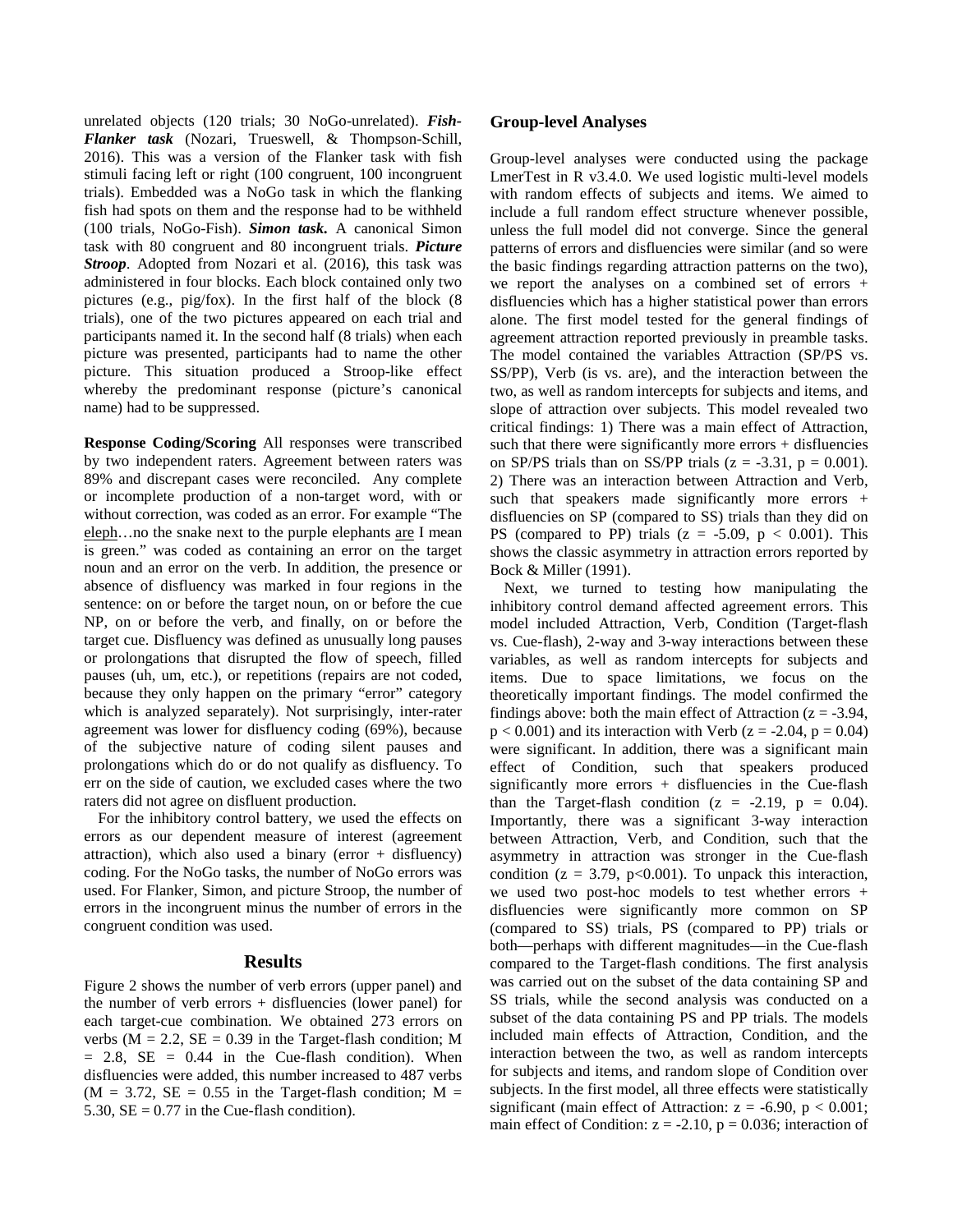unrelated objects (120 trials; 30 NoGo-unrelated). ***Fish-Flanker task*** (Nozari, Trueswell, & Thompson-Schill, 2016). This was a version of the Flanker task with fish stimuli facing left or right (100 congruent, 100 incongruent trials). Embedded was a NoGo task in which the flanking fish had spots on them and the response had to be withheld (100 trials, NoGo-Fish). ***Simon task.*** A canonical Simon task with 80 congruent and 80 incongruent trials. ***Picture Stroop***. Adopted from Nozari et al. (2016), this task was administered in four blocks. Each block contained only two pictures (e.g., pig/fox). In the first half of the block (8 trials), one of the two pictures appeared on each trial and participants named it. In the second half (8 trials) when each picture was presented, participants had to name the other picture. This situation produced a Stroop-like effect whereby the predominant response (picture's canonical name) had to be suppressed.

**Response Coding/Scoring** All responses were transcribed by two independent raters. Agreement between raters was 89% and discrepant cases were reconciled. Any complete or incomplete production of a non-target word, with or without correction, was coded as an error. For example "The eleph…no the snake next to the purple elephants are I mean is green." was coded as containing an error on the target noun and an error on the verb. In addition, the presence or absence of disfluency was marked in four regions in the sentence: on or before the target noun, on or before the cue NP, on or before the verb, and finally, on or before the target cue. Disfluency was defined as unusually long pauses or prolongations that disrupted the flow of speech, filled pauses (uh, um, etc.), or repetitions (repairs are not coded, because they only happen on the primary "error" category which is analyzed separately). Not surprisingly, inter-rater agreement was lower for disfluency coding (69%), because of the subjective nature of coding silent pauses and prolongations which do or do not qualify as disfluency. To err on the side of caution, we excluded cases where the two raters did not agree on disfluent production.

For the inhibitory control battery, we used the effects on errors as our dependent measure of interest (agreement attraction), which also used a binary (error + disfluency) coding. For the NoGo tasks, the number of NoGo errors was used. For Flanker, Simon, and picture Stroop, the number of errors in the incongruent minus the number of errors in the congruent condition was used.

## Results

Figure 2 shows the number of verb errors (upper panel) and the number of verb errors + disfluencies (lower panel) for each target-cue combination. We obtained 273 errors on verbs (M = 2.2, SE = 0.39 in the Target-flash condition; M = 2.8, SE = 0.44 in the Cue-flash condition). When disfluencies were added, this number increased to 487 verbs (M = 3.72, SE = 0.55 in the Target-flash condition; M = 5.30, SE = 0.77 in the Cue-flash condition).

### Group-level Analyses

Group-level analyses were conducted using the package LmerTest in R v3.4.0. We used logistic multi-level models with random effects of subjects and items. We aimed to include a full random effect structure whenever possible, unless the full model did not converge. Since the general patterns of errors and disfluencies were similar (and so were the basic findings regarding attraction patterns on the two), we report the analyses on a combined set of errors + disfluencies which has a higher statistical power than errors alone. The first model tested for the general findings of agreement attraction reported previously in preamble tasks. The model contained the variables Attraction (SP/PS vs. SS/PP), Verb (is vs. are), and the interaction between the two, as well as random intercepts for subjects and items, and slope of attraction over subjects. This model revealed two critical findings: 1) There was a main effect of Attraction, such that there were significantly more errors + disfluencies on SP/PS trials than on SS/PP trials ($z = -3.31$, $p = 0.001$). 2) There was an interaction between Attraction and Verb, such that speakers made significantly more errors + disfluencies on SP (compared to SS) trials than they did on PS (compared to PP) trials ($z = -5.09$, $p < 0.001$). This shows the classic asymmetry in attraction errors reported by Bock & Miller (1991).

Next, we turned to testing how manipulating the inhibitory control demand affected agreement errors. This model included Attraction, Verb, Condition (Target-flash vs. Cue-flash), 2-way and 3-way interactions between these variables, as well as random intercepts for subjects and items. Due to space limitations, we focus on the theoretically important findings. The model confirmed the findings above: both the main effect of Attraction ($z = -3.94$, $p < 0.001$) and its interaction with Verb ($z = -2.04$, $p = 0.04$) were significant. In addition, there was a significant main effect of Condition, such that speakers produced significantly more errors + disfluencies in the Cue-flash than the Target-flash condition ($z = -2.19$, $p = 0.04$). Importantly, there was a significant 3-way interaction between Attraction, Verb, and Condition, such that the asymmetry in attraction was stronger in the Cue-flash condition ($z = 3.79$, $p<0.001$). To unpack this interaction, we used two post-hoc models to test whether errors + disfluencies were significantly more common on SP (compared to SS) trials, PS (compared to PP) trials or both—perhaps with different magnitudes—in the Cue-flash compared to the Target-flash conditions. The first analysis was carried out on the subset of the data containing SP and SS trials, while the second analysis was conducted on a subset of the data containing PS and PP trials. The models included main effects of Attraction, Condition, and the interaction between the two, as well as random intercepts for subjects and items, and random slope of Condition over subjects. In the first model, all three effects were statistically significant (main effect of Attraction: $z = -6.90$, $p < 0.001$; main effect of Condition: $z = -2.10$, $p = 0.036$; interaction of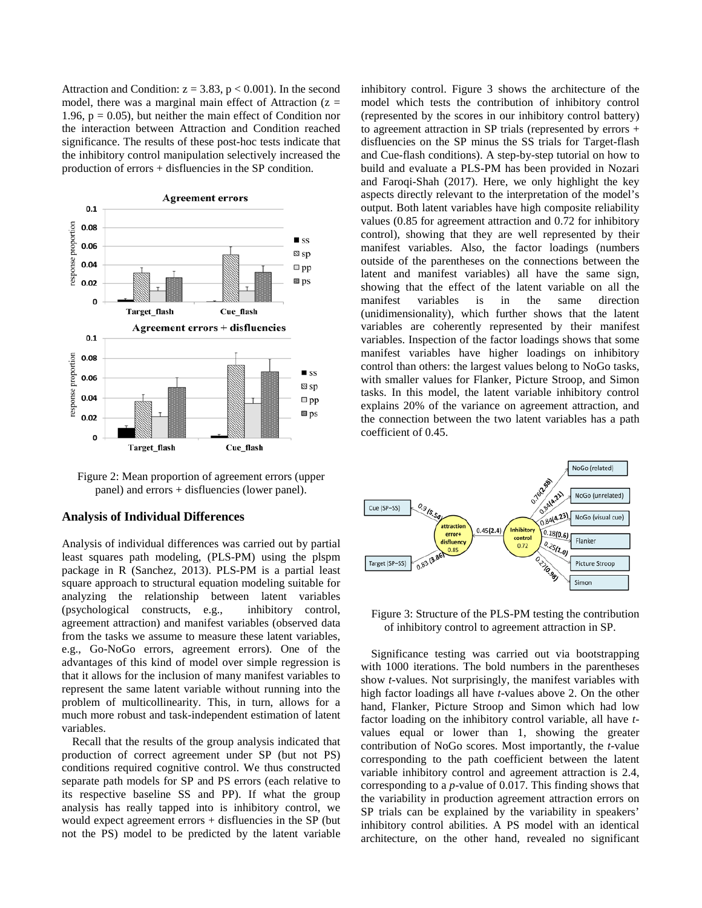Attraction and Condition: $z = 3.83$, $p < 0.001$). In the second model, there was a marginal main effect of Attraction ($z = 1.96$, $p = 0.05$), but neither the main effect of Condition nor the interaction between Attraction and Condition reached significance. The results of these post-hoc tests indicate that the inhibitory control manipulation selectively increased the production of errors + disfluencies in the SP condition.

Figure 2: Mean proportion of agreement errors (upper panel) and errors + disfluencies (lower panel).

## Analysis of Individual Differences

Analysis of individual differences was carried out by partial least squares path modeling, (PLS-PM) using the plspm package in R (Sanchez, 2013). PLS-PM is a partial least square approach to structural equation modeling suitable for analyzing the relationship between latent variables (psychological constructs, e.g., inhibitory control, agreement attraction) and manifest variables (observed data from the tasks we assume to measure these latent variables, e.g., Go-NoGo errors, agreement errors). One of the advantages of this kind of model over simple regression is that it allows for the inclusion of many manifest variables to represent the same latent variable without running into the problem of multicollinearity. This, in turn, allows for a much more robust and task-independent estimation of latent variables.

Recall that the results of the group analysis indicated that production of correct agreement under SP (but not PS) conditions required cognitive control. We thus constructed separate path models for SP and PS errors (each relative to its respective baseline SS and PP). If what the group analysis has really tapped into is inhibitory control, we would expect agreement errors + disfluencies in the SP (but not the PS) model to be predicted by the latent variable inhibitory control. Figure 3 shows the architecture of the model which tests the contribution of inhibitory control (represented by the scores in our inhibitory control battery) to agreement attraction in SP trials (represented by errors + disfluencies on the SP minus the SS trials for Target-flash and Cue-flash conditions). A step-by-step tutorial on how to build and evaluate a PLS-PM has been provided in Nozari and Faroqi-Shah (2017). Here, we only highlight the key aspects directly relevant to the interpretation of the model's output. Both latent variables have high composite reliability values (0.85 for agreement attraction and 0.72 for inhibitory control), showing that they are well represented by their manifest variables. Also, the factor loadings (numbers outside of the parentheses on the connections between the latent and manifest variables) all have the same sign, showing that the effect of the latent variable on all the manifest variables is in the same direction (unidimensionality), which further shows that the latent variables are coherently represented by their manifest variables. Inspection of the factor loadings shows that some manifest variables have higher loadings on inhibitory control than others: the largest values belong to NoGo tasks, with smaller values for Flanker, Picture Stroop, and Simon tasks. In this model, the latent variable inhibitory control explains 20% of the variance on agreement attraction, and the connection between the two latent variables has a path coefficient of 0.45.

Figure 3: Structure of the PLS-PM testing the contribution of inhibitory control to agreement attraction in SP.

Significance testing was carried out via bootstrapping with 1000 iterations. The bold numbers in the parentheses show *t*-values. Not surprisingly, the manifest variables with high factor loadings all have *t*-values above 2. On the other hand, Flanker, Picture Stroop and Simon which had low factor loading on the inhibitory control variable, all have *t*-values equal or lower than 1, showing the greater contribution of NoGo scores. Most importantly, the *t*-value corresponding to the path coefficient between the latent variable inhibitory control and agreement attraction is 2.4, corresponding to a *p*-value of 0.017. This finding shows that the variability in production agreement attraction errors on SP trials can be explained by the variability in speakers' inhibitory control abilities. A PS model with an identical architecture, on the other hand, revealed no significant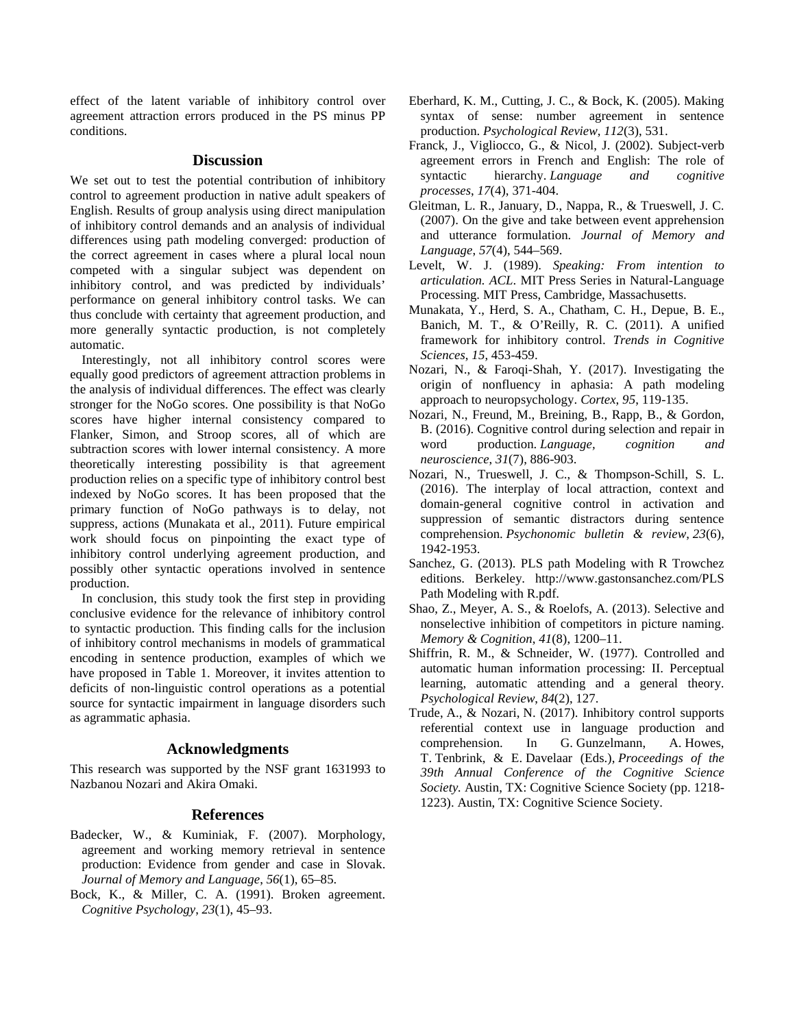effect of the latent variable of inhibitory control over agreement attraction errors produced in the PS minus PP conditions.

## Discussion

We set out to test the potential contribution of inhibitory control to agreement production in native adult speakers of English. Results of group analysis using direct manipulation of inhibitory control demands and an analysis of individual differences using path modeling converged: production of the correct agreement in cases where a plural local noun competed with a singular subject was dependent on inhibitory control, and was predicted by individuals' performance on general inhibitory control tasks. We can thus conclude with certainty that agreement production, and more generally syntactic production, is not completely automatic.

Interestingly, not all inhibitory control scores were equally good predictors of agreement attraction problems in the analysis of individual differences. The effect was clearly stronger for the NoGo scores. One possibility is that NoGo scores have higher internal consistency compared to Flanker, Simon, and Stroop scores, all of which are subtraction scores with lower internal consistency. A more theoretically interesting possibility is that agreement production relies on a specific type of inhibitory control best indexed by NoGo scores. It has been proposed that the primary function of NoGo pathways is to delay, not suppress, actions (Munakata et al., 2011). Future empirical work should focus on pinpointing the exact type of inhibitory control underlying agreement production, and possibly other syntactic operations involved in sentence production.

In conclusion, this study took the first step in providing conclusive evidence for the relevance of inhibitory control to syntactic production. This finding calls for the inclusion of inhibitory control mechanisms in models of grammatical encoding in sentence production, examples of which we have proposed in Table 1. Moreover, it invites attention to deficits of non-linguistic control operations as a potential source for syntactic impairment in language disorders such as agrammatic aphasia.

## Acknowledgments

This research was supported by the NSF grant 1631993 to Nazbanou Nozari and Akira Omaki.

## References

Badecker, W., & Kuminiak, F. (2007). Morphology, agreement and working memory retrieval in sentence production: Evidence from gender and case in Slovak. *Journal of Memory and Language*, *56*(1), 65–85.

Bock, K., & Miller, C. A. (1991). Broken agreement. *Cognitive Psychology*, *23*(1), 45–93.

Eberhard, K. M., Cutting, J. C., & Bock, K. (2005). Making syntax of sense: number agreement in sentence production. *Psychological Review, 112*(3), 531.

Franck, J., Vigliocco, G., & Nicol, J. (2002). Subject-verb agreement errors in French and English: The role of syntactic hierarchy. *Language and cognitive processes*, *17*(4), 371-404.

Gleitman, L. R., January, D., Nappa, R., & Trueswell, J. C. (2007). On the give and take between event apprehension and utterance formulation. *Journal of Memory and Language*, *57*(4), 544–569.

Levelt, W. J. (1989). *Speaking: From intention to articulation. ACL*. MIT Press Series in Natural-Language Processing. MIT Press, Cambridge, Massachusetts.

Munakata, Y., Herd, S. A., Chatham, C. H., Depue, B. E., Banich, M. T., & O'Reilly, R. C. (2011). A unified framework for inhibitory control. *Trends in Cognitive Sciences*, *15*, 453-459.

Nozari, N., & Faroqi-Shah, Y. (2017). Investigating the origin of nonfluency in aphasia: A path modeling approach to neuropsychology. *Cortex*, *95*, 119-135.

Nozari, N., Freund, M., Breining, B., Rapp, B., & Gordon, B. (2016). Cognitive control during selection and repair in word production. *Language, cognition and neuroscience*, *31*(7), 886-903.

Nozari, N., Trueswell, J. C., & Thompson-Schill, S. L. (2016). The interplay of local attraction, context and domain-general cognitive control in activation and suppression of semantic distractors during sentence comprehension. *Psychonomic bulletin & review*, *23*(6), 1942-1953.

Sanchez, G. (2013). PLS path Modeling with R Trowchez editions. Berkeley. http://www.gastonsanchez.com/PLS Path Modeling with R.pdf.

Shao, Z., Meyer, A. S., & Roelofs, A. (2013). Selective and nonselective inhibition of competitors in picture naming. *Memory & Cognition*, *41*(8), 1200–11.

Shiffrin, R. M., & Schneider, W. (1977). Controlled and automatic human information processing: II. Perceptual learning, automatic attending and a general theory. *Psychological Review*, *84*(2), 127.

Trude, A., & Nozari, N. (2017). Inhibitory control supports referential context use in language production and comprehension. In G. Gunzelmann, A. Howes, T. Tenbrink, & E. Davelaar (Eds.), *Proceedings of the 39th Annual Conference of the Cognitive Science Society.* Austin, TX: Cognitive Science Society (pp. 1218-1223). Austin, TX: Cognitive Science Society.